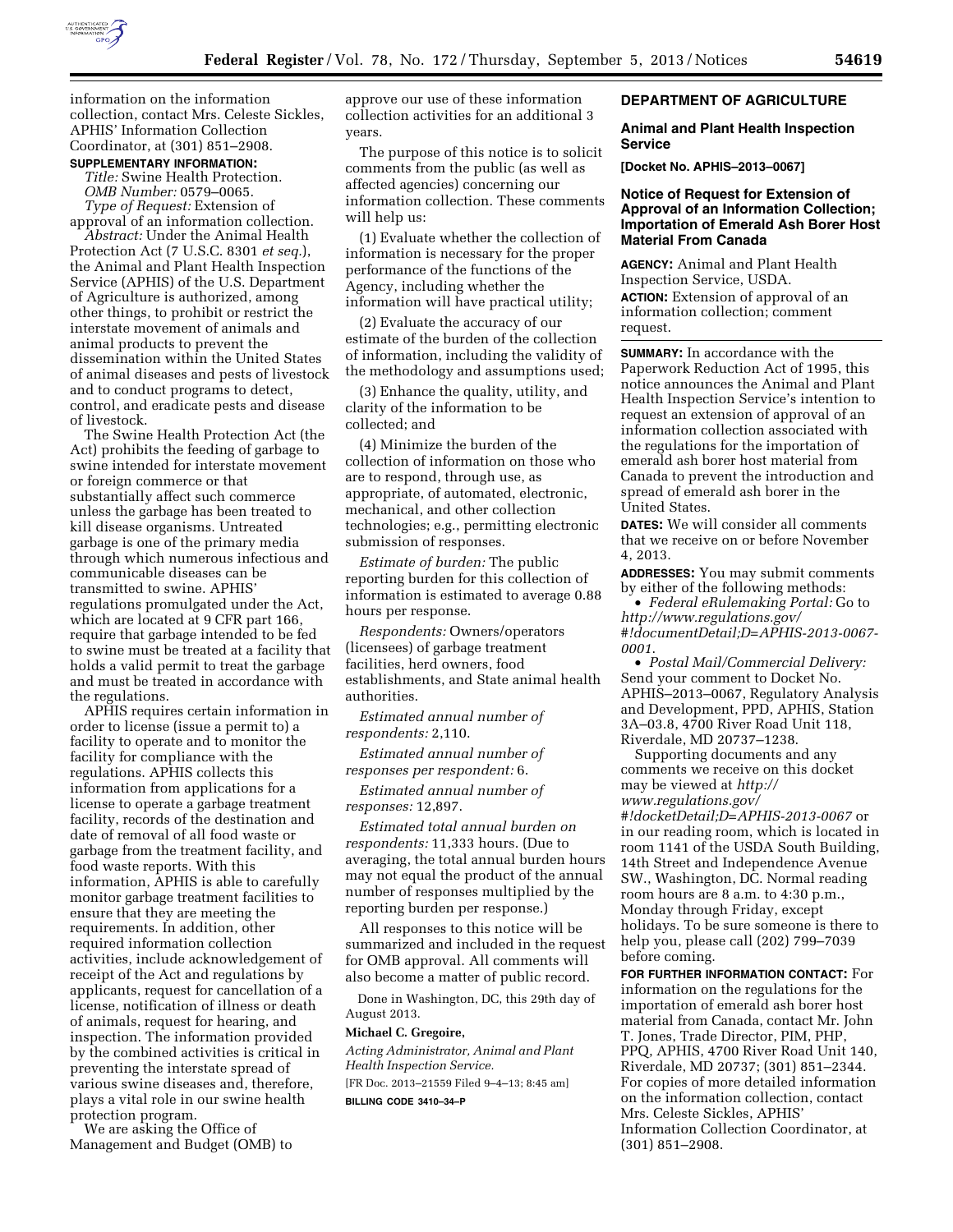information on the information collection, contact Mrs. Celeste Sickles, APHIS' Information Collection Coordinator, at (301) 851–2908.

**SUPPLEMENTARY INFORMATION:**

*Title:* Swine Health Protection.

*OMB Number:* 0579–0065.

*Type of Request:* Extension of approval of an information collection.

*Abstract:* Under the Animal Health Protection Act (7 U.S.C. 8301 *et seq.*), the Animal and Plant Health Inspection Service (APHIS) of the U.S. Department of Agriculture is authorized, among other things, to prohibit or restrict the interstate movement of animals and animal products to prevent the dissemination within the United States of animal diseases and pests of livestock and to conduct programs to detect, control, and eradicate pests and disease of livestock.

The Swine Health Protection Act (the Act) prohibits the feeding of garbage to swine intended for interstate movement or foreign commerce or that substantially affect such commerce unless the garbage has been treated to kill disease organisms. Untreated garbage is one of the primary media through which numerous infectious and communicable diseases can be transmitted to swine. APHIS' regulations promulgated under the Act, which are located at 9 CFR part 166, require that garbage intended to be fed to swine must be treated at a facility that holds a valid permit to treat the garbage and must be treated in accordance with the regulations.

APHIS requires certain information in order to license (issue a permit to) a facility to operate and to monitor the facility for compliance with the regulations. APHIS collects this information from applications for a license to operate a garbage treatment facility, records of the destination and date of removal of all food waste or garbage from the treatment facility, and food waste reports. With this information, APHIS is able to carefully monitor garbage treatment facilities to ensure that they are meeting the requirements. In addition, other required information collection activities, include acknowledgement of receipt of the Act and regulations by applicants, request for cancellation of a license, notification of illness or death of animals, request for hearing, and inspection. The information provided by the combined activities is critical in preventing the interstate spread of various swine diseases and, therefore, plays a vital role in our swine health protection program.

We are asking the Office of Management and Budget (OMB) to approve our use of these information collection activities for an additional 3 years.

The purpose of this notice is to solicit comments from the public (as well as affected agencies) concerning our information collection. These comments will help us:

(1) Evaluate whether the collection of information is necessary for the proper performance of the functions of the Agency, including whether the information will have practical utility;

(2) Evaluate the accuracy of our estimate of the burden of the collection of information, including the validity of the methodology and assumptions used;

(3) Enhance the quality, utility, and clarity of the information to be collected; and

(4) Minimize the burden of the collection of information on those who are to respond, through use, as appropriate, of automated, electronic, mechanical, and other collection technologies; e.g., permitting electronic submission of responses.

*Estimate of burden:* The public reporting burden for this collection of information is estimated to average 0.88 hours per response.

*Respondents:* Owners/operators (licensees) of garbage treatment facilities, herd owners, food establishments, and State animal health authorities.

*Estimated annual number of respondents:* 2,110.

*Estimated annual number of responses per respondent:* 6.

*Estimated annual number of responses:* 12,897.

*Estimated total annual burden on respondents:* 11,333 hours. (Due to averaging, the total annual burden hours may not equal the product of the annual number of responses multiplied by the reporting burden per response.)

All responses to this notice will be summarized and included in the request for OMB approval. All comments will also become a matter of public record.

Done in Washington, DC, this 29th day of August 2013.

**Michael C. Gregoire,**

*Acting Administrator, Animal and Plant Health Inspection Service.*

[FR Doc. 2013–21559 Filed 9–4–13; 8:45 am]

**BILLING CODE 3410–34–P**

## DEPARTMENT OF AGRICULTURE

### Animal and Plant Health Inspection Service

**[Docket No. APHIS–2013–0067]**

### Notice of Request for Extension of Approval of an Information Collection; Importation of Emerald Ash Borer Host Material From Canada

**AGENCY:** Animal and Plant Health Inspection Service, USDA.

**ACTION:** Extension of approval of an information collection; comment request.

**SUMMARY:** In accordance with the Paperwork Reduction Act of 1995, this notice announces the Animal and Plant Health Inspection Service's intention to request an extension of approval of an information collection associated with the regulations for the importation of emerald ash borer host material from Canada to prevent the introduction and spread of emerald ash borer in the United States.

**DATES:** We will consider all comments that we receive on or before November 4, 2013.

**ADDRESSES:** You may submit comments by either of the following methods:

- *Federal eRulemaking Portal:* Go to *http://www.regulations.gov/#!documentDetail;D=APHIS-2013-0067-0001.*
- *Postal Mail/Commercial Delivery:* Send your comment to Docket No. APHIS–2013–0067, Regulatory Analysis and Development, PPD, APHIS, Station 3A–03.8, 4700 River Road Unit 118, Riverdale, MD 20737–1238.

Supporting documents and any comments we receive on this docket may be viewed at *http://www.regulations.gov/#!docketDetail;D=APHIS-2013-0067* or in our reading room, which is located in room 1141 of the USDA South Building, 14th Street and Independence Avenue SW., Washington, DC. Normal reading room hours are 8 a.m. to 4:30 p.m., Monday through Friday, except holidays. To be sure someone is there to help you, please call (202) 799–7039 before coming.

**FOR FURTHER INFORMATION CONTACT:** For information on the regulations for the importation of emerald ash borer host material from Canada, contact Mr. John T. Jones, Trade Director, PIM, PHP, PPQ, APHIS, 4700 River Road Unit 140, Riverdale, MD 20737; (301) 851–2344. For copies of more detailed information on the information collection, contact Mrs. Celeste Sickles, APHIS' Information Collection Coordinator, at (301) 851–2908.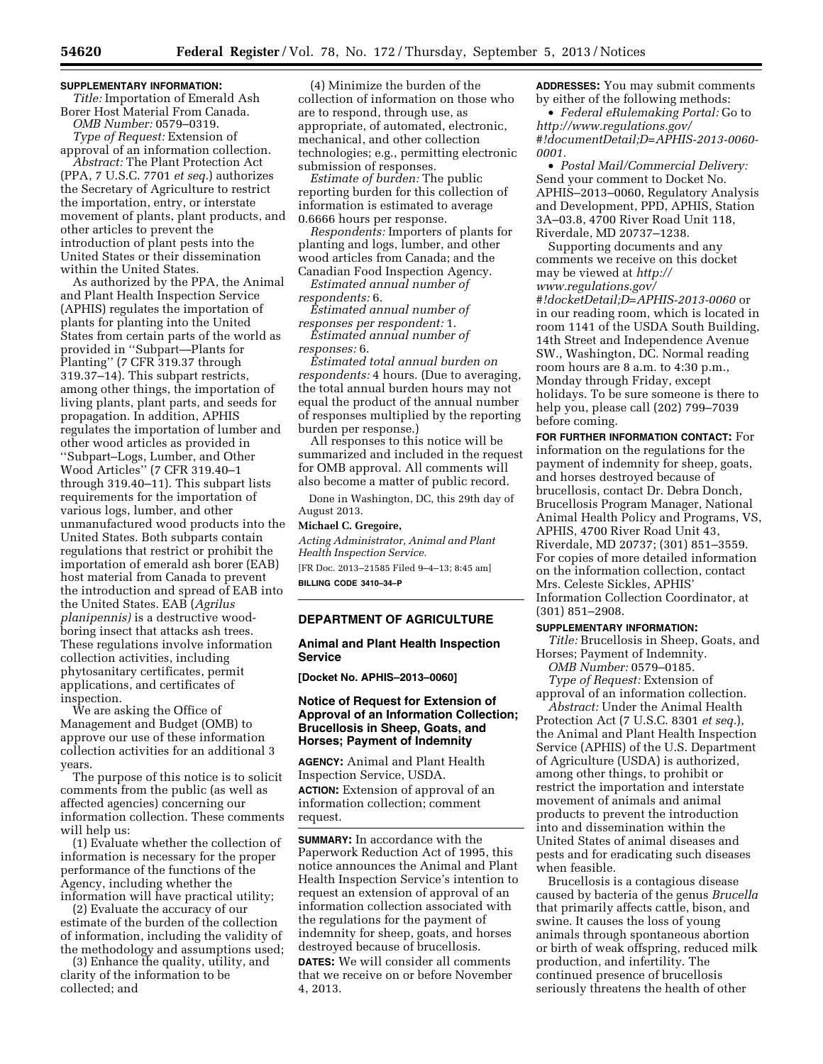**SUPPLEMENTARY INFORMATION:**

*Title:* Importation of Emerald Ash Borer Host Material From Canada.

*OMB Number:* 0579–0319.

*Type of Request:* Extension of approval of an information collection.

*Abstract:* The Plant Protection Act (PPA, 7 U.S.C. 7701 *et seq.*) authorizes the Secretary of Agriculture to restrict the importation, entry, or interstate movement of plants, plant products, and other articles to prevent the introduction of plant pests into the United States or their dissemination within the United States.

As authorized by the PPA, the Animal and Plant Health Inspection Service (APHIS) regulates the importation of plants for planting into the United States from certain parts of the world as provided in ''Subpart—Plants for Planting'' (7 CFR 319.37 through 319.37–14). This subpart restricts, among other things, the importation of living plants, plant parts, and seeds for propagation. In addition, APHIS regulates the importation of lumber and other wood articles as provided in ''Subpart–Logs, Lumber, and Other Wood Articles'' (7 CFR 319.40–1 through 319.40–11). This subpart lists requirements for the importation of various logs, lumber, and other unmanufactured wood products into the United States. Both subparts contain regulations that restrict or prohibit the importation of emerald ash borer (EAB) host material from Canada to prevent the introduction and spread of EAB into the United States. EAB (*Agrilus planipennis)* is a destructive wood-boring insect that attacks ash trees. These regulations involve information collection activities, including phytosanitary certificates, permit applications, and certificates of inspection.

We are asking the Office of Management and Budget (OMB) to approve our use of these information collection activities for an additional 3 years.

The purpose of this notice is to solicit comments from the public (as well as affected agencies) concerning our information collection. These comments will help us:

(1) Evaluate whether the collection of information is necessary for the proper performance of the functions of the Agency, including whether the information will have practical utility;

(2) Evaluate the accuracy of our estimate of the burden of the collection of information, including the validity of the methodology and assumptions used;

(3) Enhance the quality, utility, and clarity of the information to be collected; and

(4) Minimize the burden of the collection of information on those who are to respond, through use, as appropriate, of automated, electronic, mechanical, and other collection technologies; e.g., permitting electronic submission of responses.

*Estimate of burden:* The public reporting burden for this collection of information is estimated to average 0.6666 hours per response.

*Respondents:* Importers of plants for planting and logs, lumber, and other wood articles from Canada; and the Canadian Food Inspection Agency.

*Estimated annual number of respondents:* 6.

*Estimated annual number of responses per respondent:* 1.

*Estimated annual number of responses:* 6.

*Estimated total annual burden on respondents:* 4 hours. (Due to averaging, the total annual burden hours may not equal the product of the annual number of responses multiplied by the reporting burden per response.)

All responses to this notice will be summarized and included in the request for OMB approval. All comments will also become a matter of public record.

Done in Washington, DC, this 29th day of August 2013.

**Michael C. Gregoire,**

*Acting Administrator, Animal and Plant Health Inspection Service.*

[FR Doc. 2013–21585 Filed 9–4–13; 8:45 am]

**BILLING CODE 3410–34–P**

## DEPARTMENT OF AGRICULTURE

### Animal and Plant Health Inspection Service

**[Docket No. APHIS–2013–0060]**

### Notice of Request for Extension of Approval of an Information Collection; Brucellosis in Sheep, Goats, and Horses; Payment of Indemnity

**AGENCY:** Animal and Plant Health Inspection Service, USDA.

**ACTION:** Extension of approval of an information collection; comment request.

**SUMMARY:** In accordance with the Paperwork Reduction Act of 1995, this notice announces the Animal and Plant Health Inspection Service's intention to request an extension of approval of an information collection associated with the regulations for the payment of indemnity for sheep, goats, and horses destroyed because of brucellosis.

**DATES:** We will consider all comments that we receive on or before November 4, 2013.

**ADDRESSES:** You may submit comments by either of the following methods:

- *Federal eRulemaking Portal:* Go to *http://www.regulations.gov/#!documentDetail;D=APHIS-2013-0060-0001.*
- *Postal Mail/Commercial Delivery:* Send your comment to Docket No. APHIS–2013–0060, Regulatory Analysis and Development, PPD, APHIS, Station 3A–03.8, 4700 River Road Unit 118, Riverdale, MD 20737–1238.

Supporting documents and any comments we receive on this docket may be viewed at *http://www.regulations.gov/#!docketDetail;D=APHIS-2013-0060* or in our reading room, which is located in room 1141 of the USDA South Building, 14th Street and Independence Avenue SW., Washington, DC. Normal reading room hours are 8 a.m. to 4:30 p.m., Monday through Friday, except holidays. To be sure someone is there to help you, please call (202) 799–7039 before coming.

**FOR FURTHER INFORMATION CONTACT:** For information on the regulations for the payment of indemnity for sheep, goats, and horses destroyed because of brucellosis, contact Dr. Debra Donch, Brucellosis Program Manager, National Animal Health Policy and Programs, VS, APHIS, 4700 River Road Unit 43, Riverdale, MD 20737; (301) 851–3559. For copies of more detailed information on the information collection, contact Mrs. Celeste Sickles, APHIS' Information Collection Coordinator, at (301) 851–2908.

**SUPPLEMENTARY INFORMATION:**

*Title:* Brucellosis in Sheep, Goats, and Horses; Payment of Indemnity.

*OMB Number:* 0579–0185.

*Type of Request:* Extension of approval of an information collection.

*Abstract:* Under the Animal Health Protection Act (7 U.S.C. 8301 *et seq.*), the Animal and Plant Health Inspection Service (APHIS) of the U.S. Department of Agriculture (USDA) is authorized, among other things, to prohibit or restrict the importation and interstate movement of animals and animal products to prevent the introduction into and dissemination within the United States of animal diseases and pests and for eradicating such diseases when feasible.

Brucellosis is a contagious disease caused by bacteria of the genus *Brucella* that primarily affects cattle, bison, and swine. It causes the loss of young animals through spontaneous abortion or birth of weak offspring, reduced milk production, and infertility. The continued presence of brucellosis seriously threatens the health of other